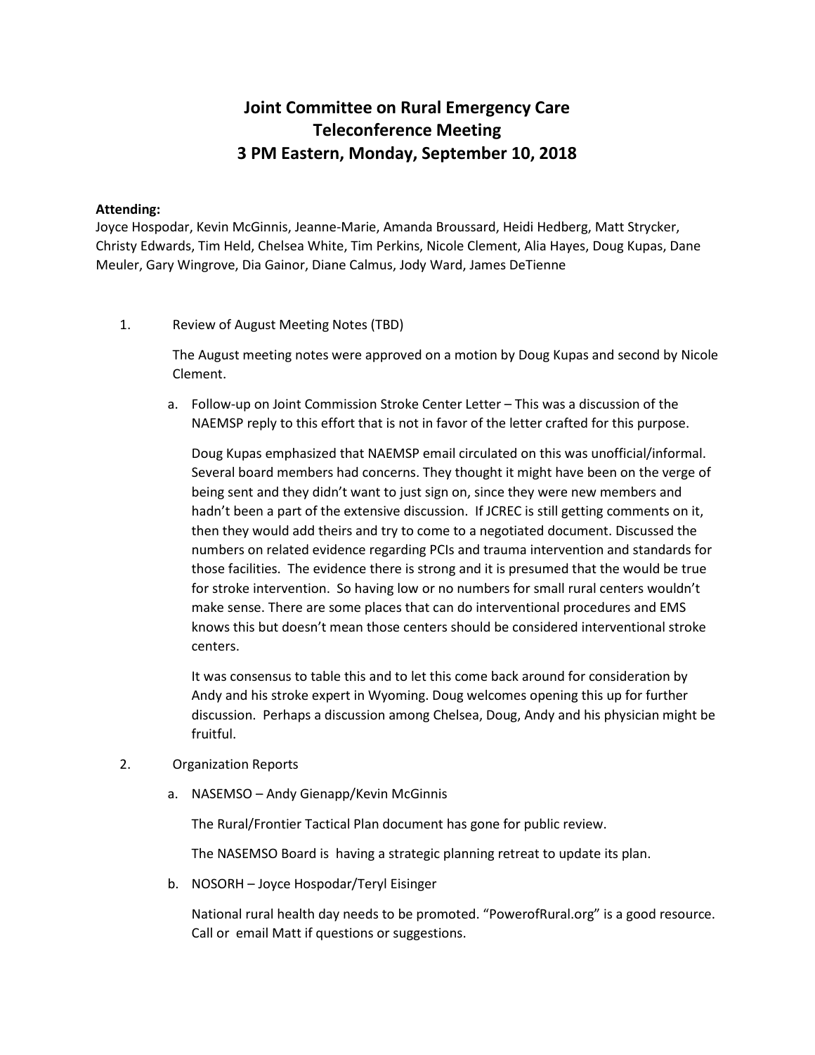# Joint Committee on Rural Emergency Care
# Teleconference Meeting
# 3 PM Eastern, Monday, September 10, 2018

**Attending:**
Joyce Hospodar, Kevin McGinnis, Jeanne-Marie, Amanda Broussard, Heidi Hedberg, Matt Strycker, Christy Edwards, Tim Held, Chelsea White, Tim Perkins, Nicole Clement, Alia Hayes, Doug Kupas, Dane Meuler, Gary Wingrove, Dia Gainor, Diane Calmus, Jody Ward, James DeTienne

1. Review of August Meeting Notes (TBD)

   The August meeting notes were approved on a motion by Doug Kupas and second by Nicole Clement.

   a. Follow-up on Joint Commission Stroke Center Letter – This was a discussion of the NAEMSP reply to this effort that is not in favor of the letter crafted for this purpose.

      Doug Kupas emphasized that NAEMSP email circulated on this was unofficial/informal. Several board members had concerns. They thought it might have been on the verge of being sent and they didn't want to just sign on, since they were new members and hadn't been a part of the extensive discussion. If JCREC is still getting comments on it, then they would add theirs and try to come to a negotiated document. Discussed the numbers on related evidence regarding PCIs and trauma intervention and standards for those facilities. The evidence there is strong and it is presumed that the would be true for stroke intervention. So having low or no numbers for small rural centers wouldn't make sense. There are some places that can do interventional procedures and EMS knows this but doesn't mean those centers should be considered interventional stroke centers.

      It was consensus to table this and to let this come back around for consideration by Andy and his stroke expert in Wyoming. Doug welcomes opening this up for further discussion. Perhaps a discussion among Chelsea, Doug, Andy and his physician might be fruitful.

2. Organization Reports

   a. NASEMSO – Andy Gienapp/Kevin McGinnis

      The Rural/Frontier Tactical Plan document has gone for public review.

      The NASEMSO Board is having a strategic planning retreat to update its plan.

   b. NOSORH – Joyce Hospodar/Teryl Eisinger

      National rural health day needs to be promoted. "PowerofRural.org" is a good resource. Call or email Matt if questions or suggestions.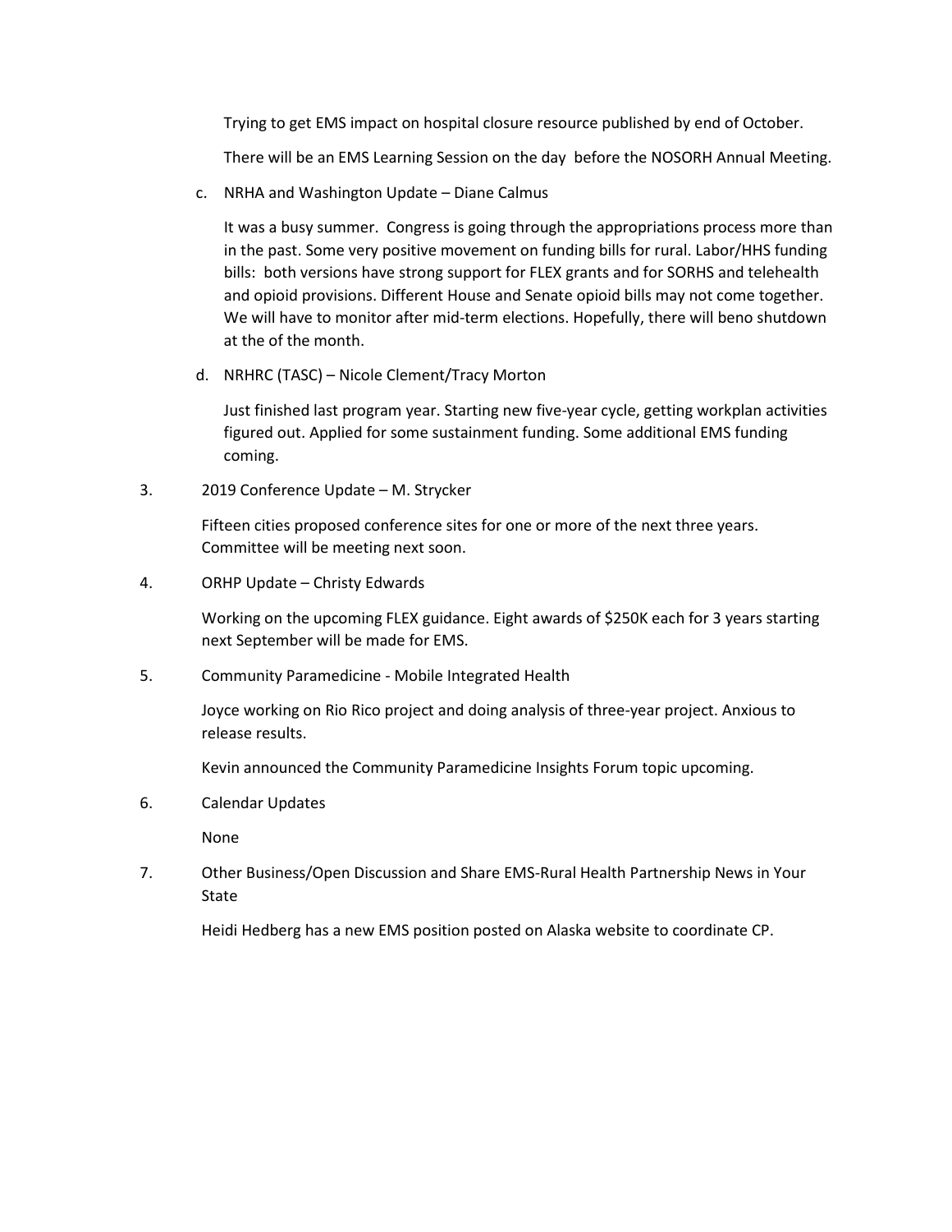Trying to get EMS impact on hospital closure resource published by end of October.

There will be an EMS Learning Session on the day before the NOSORH Annual Meeting.

c. NRHA and Washington Update – Diane Calmus

It was a busy summer. Congress is going through the appropriations process more than in the past. Some very positive movement on funding bills for rural. Labor/HHS funding bills: both versions have strong support for FLEX grants and for SORHS and telehealth and opioid provisions. Different House and Senate opioid bills may not come together. We will have to monitor after mid-term elections. Hopefully, there will beno shutdown at the of the month.

d. NRHRC (TASC) – Nicole Clement/Tracy Morton

Just finished last program year. Starting new five-year cycle, getting workplan activities figured out. Applied for some sustainment funding. Some additional EMS funding coming.

3. 2019 Conference Update – M. Strycker

Fifteen cities proposed conference sites for one or more of the next three years. Committee will be meeting next soon.

4. ORHP Update – Christy Edwards

Working on the upcoming FLEX guidance. Eight awards of $250K each for 3 years starting next September will be made for EMS.

5. Community Paramedicine - Mobile Integrated Health

Joyce working on Rio Rico project and doing analysis of three-year project. Anxious to release results.

Kevin announced the Community Paramedicine Insights Forum topic upcoming.

6. Calendar Updates

None

7. Other Business/Open Discussion and Share EMS-Rural Health Partnership News in Your State

Heidi Hedberg has a new EMS position posted on Alaska website to coordinate CP.